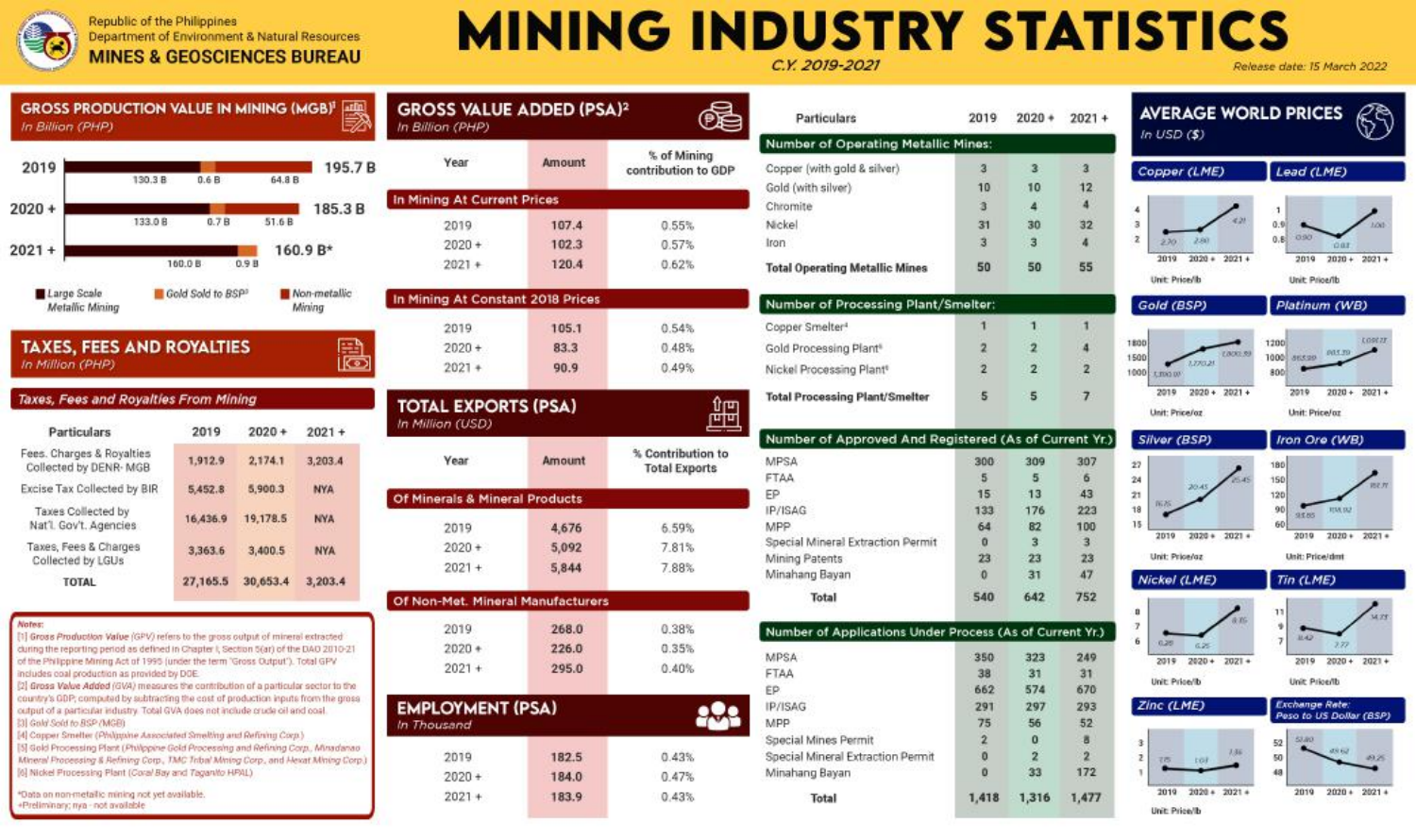Republic of the Philippines
Department of Environment & Natural Resources
**MINES & GEOSCIENCES BUREAU**

# MINING INDUSTRY STATISTICS

C.Y. 2019-2021

Release date: 15 March 2022

## GROSS PRODUCTION VALUE IN MINING (MGB)[1]

*In Billion (PHP)*

| Year | Large Scale Metallic Mining | Gold Sold to BSP[3] | Non-metallic Mining | Total |
|---|---|---|---|---|
| 2019 | 130.3 B | 0.6 B | 64.8 B | 195.7 B |
| 2020 + | 133.0 B | 0.7 B | 51.6 B | 185.3 B |
| 2021 + | 160.0 B | 0.9 B | | 160.9 B* |

## TAXES, FEES AND ROYALTIES

*In Million (PHP)*

### Taxes, Fees and Royalties From Mining

| Particulars | 2019 | 2020 + | 2021 + |
|---|---|---|---|
| Fees, Charges & Royalties Collected by DENR- MGB | 1,912.9 | 2,174.1 | 3,203.4 |
| Excise Tax Collected by BIR | 5,452.8 | 5,900.3 | NYA |
| Taxes Collected by Nat'l. Gov't. Agencies | 16,436.9 | 19,178.5 | NYA |
| Taxes, Fees & Charges Collected by LGUs | 3,363.6 | 3,400.5 | NYA |
| TOTAL | 27,165.5 | 30,653.4 | 3,203.4 |

**Notes:**

[1] *Gross Production Value* (GPV) refers to the gross output of mineral extracted during the reporting period as defined in Chapter I, Section 5(at) of the DAO 2010-21 of the Philippine Mining Act of 1995 (under the term "Gross Output"). Total GPV includes coal production as provided by DOE.

[2] *Gross Value Added* (GVA) measures the contribution of a particular sector to the country's GDP; computed by subtracting the cost of production inputs from the gross output of a particular industry. Total GVA does not include crude oil and coal.

[3] Gold Sold to BSP (MGB)

[4] Copper Smelter (Philippine Associated Smelting and Refining Corp.)

[5] Gold Processing Plant (Philippine Gold Processing and Refining Corp., Minadanao Mineral Processing & Refining Corp., TMC Tribal Mining Corp., and Hevat Mining Corp.)

[6] Nickel Processing Plant (Coral Bay and Taganito HPAL)

*Data on non-metallic mining not yet available.
+Preliminary; nya - not available

## GROSS VALUE ADDED (PSA)[2]

*In Billion (PHP)*

| Year | Amount | % of Mining contribution to GDP |
|---|---|---|
| **In Mining At Current Prices** | | |
| 2019 | 107.4 | 0.55% |
| 2020 + | 102.3 | 0.57% |
| 2021 + | 120.4 | 0.62% |
| **In Mining At Constant 2018 Prices** | | |
| 2019 | 105.1 | 0.54% |
| 2020 + | 83.3 | 0.48% |
| 2021 + | 90.9 | 0.49% |

## TOTAL EXPORTS (PSA)

*In Million (USD)*

| Year | Amount | % Contribution to Total Exports |
|---|---|---|
| **Of Minerals & Mineral Products** | | |
| 2019 | 4,676 | 6.59% |
| 2020 + | 5,092 | 7.81% |
| 2021 + | 5,844 | 7.88% |
| **Of Non-Met. Mineral Manufacturers** | | |
| 2019 | 268.0 | 0.38% |
| 2020 + | 226.0 | 0.35% |
| 2021 + | 295.0 | 0.40% |

## EMPLOYMENT (PSA)

*In Thousand*

| Year | Amount | % |
|---|---|---|
| 2019 | 182.5 | 0.43% |
| 2020 + | 184.0 | 0.47% |
| 2021 + | 183.9 | 0.43% |

| Particulars | 2019 | 2020 + | 2021 + |
|---|---|---|---|
| **Number of Operating Metallic Mines:** | | | |
| Copper (with gold & silver) | 3 | 3 | 3 |
| Gold (with silver) | 10 | 10 | 12 |
| Chromite | 3 | 4 | 4 |
| Nickel | 31 | 30 | 32 |
| Iron | 3 | 3 | 4 |
| **Total Operating Metallic Mines** | 50 | 50 | 55 |
| **Number of Processing Plant/Smelter:** | | | |
| Copper Smelter[4] | 1 | 1 | 1 |
| Gold Processing Plant[5] | 2 | 2 | 4 |
| Nickel Processing Plant[6] | 2 | 2 | 2 |
| **Total Processing Plant/Smelter** | 5 | 5 | 7 |
| **Number of Approved And Registered (As of Current Yr.)** | | | |
| MPSA | 300 | 309 | 307 |
| FTAA | 5 | 5 | 6 |
| EP | 15 | 13 | 43 |
| IP/ISAG | 133 | 176 | 223 |
| MPP | 64 | 82 | 100 |
| Special Mineral Extraction Permit | 0 | 3 | 3 |
| Mining Patents | 23 | 23 | 23 |
| Minahang Bayan | 0 | 31 | 47 |
| **Total** | 540 | 642 | 752 |
| **Number of Applications Under Process (As of Current Yr.)** | | | |
| MPSA | 350 | 323 | 249 |
| FTAA | 38 | 31 | 31 |
| EP | 662 | 574 | 670 |
| IP/ISAG | 291 | 297 | 293 |
| MPP | 75 | 56 | 52 |
| Special Mines Permit | 2 | 0 | 8 |
| Special Mineral Extraction Permit | 0 | 2 | 2 |
| Minahang Bayan | 0 | 33 | 172 |
| **Total** | 1,418 | 1,316 | 1,477 |

## AVERAGE WORLD PRICES

*In USD ($)*

| Commodity | Unit | 2019 | 2020 + | 2021 + |
|---|---|---|---|---|
| Copper (LME) | Price/lb | 2.70 | 2.80 | 4.21 |
| Lead (LME) | Price/lb | 0.90 | 0.83 | 1.00 |
| Gold (BSP) | Price/oz | 1,350.01 | 1,770.21 | 1,800.39 |
| Platinum (WB) | Price/oz | 863.29 | 883.39 | 1,091.77 |
| Silver (BSP) | Price/oz | 16.15 | 20.45 | 25.45 |
| Iron Ore (WB) | Price/dmt | 93.85 | 108.92 | 161.71 |
| Nickel (LME) | Price/lb | 6.28 | 6.25 | 8.15 |
| Tin (LME) | Price/lb | 8.42 | 7.77 | 14.77 |
| Zinc (LME) | Price/lb | 1.15 | 1.03 | 1.36 |
| Exchange Rate: Peso to US Dollar (BSP) | | 51.80 | 49.62 | 49.25 |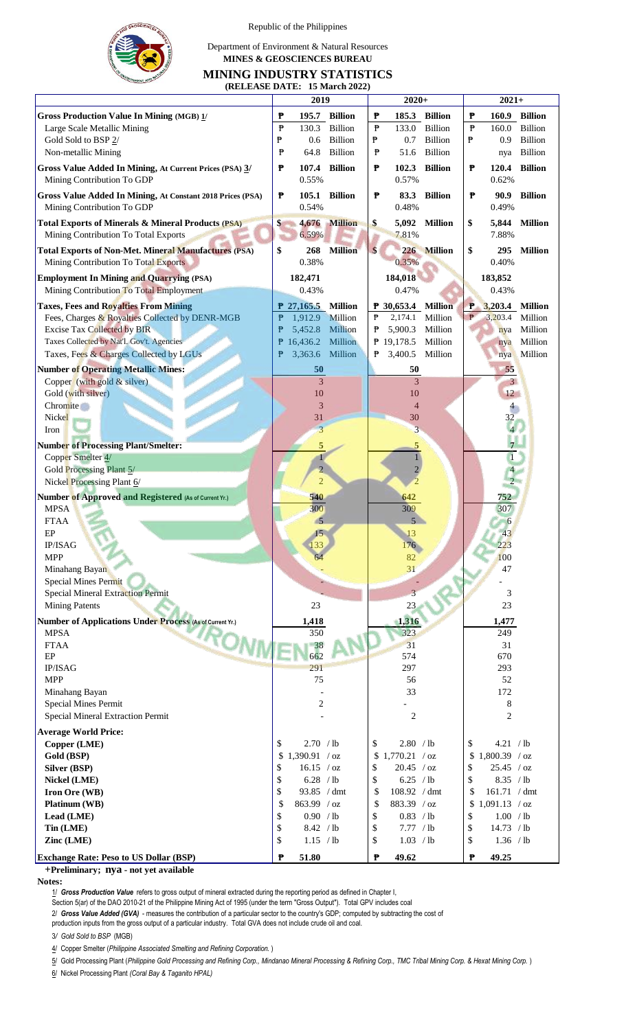Republic of the Philippines

Department of Environment & Natural Resources

**MINES & GEOSCIENCES BUREAU**

# MINING INDUSTRY STATISTICS

**(RELEASE DATE: 15 March 2022)**

| | 2019 | 2020+ | 2021+ |
|---|---|---|---|
| **Gross Production Value In Mining (MGB) 1/** | **₱ 195.7 Billion** | **₱ 185.3 Billion** | **₱ 160.9 Billion** |
| Large Scale Metallic Mining | ₱ 130.3 Billion | ₱ 133.0 Billion | ₱ 160.0 Billion |
| Gold Sold to BSP 2/ | ₱ 0.6 Billion | ₱ 0.7 Billion | ₱ 0.9 Billion |
| Non-metallic Mining | ₱ 64.8 Billion | ₱ 51.6 Billion | ₱ nya Billion |
| **Gross Value Added In Mining, At Current Prices (PSA) 3/** | **₱ 107.4 Billion** | **₱ 102.3 Billion** | **₱ 120.4 Billion** |
| Mining Contribution To GDP | 0.55% | 0.57% | 0.62% |
| **Gross Value Added In Mining, At Constant 2018 Prices (PSA)** | **₱ 105.1 Billion** | **₱ 83.3 Billion** | **₱ 90.9 Billion** |
| Mining Contribution To GDP | 0.54% | 0.48% | 0.49% |
| **Total Exports of Minerals & Mineral Products (PSA)** | **$ 4,676 Million** | **$ 5,092 Million** | **$ 5,844 Million** |
| Mining Contribution To Total Exports | 6.59% | 7.81% | 7.88% |
| **Total Exports of Non-Met. Mineral Manufactures (PSA)** | **$ 268 Million** | **$ 226 Million** | **$ 295 Million** |
| Mining Contribution To Total Exports | 0.38% | 0.35% | 0.40% |
| **Employment In Mining and Quarrying (PSA)** | **182,471** | **184,018** | **183,852** |
| Mining Contribution To Total Employment | 0.43% | 0.47% | 0.43% |
| **Taxes, Fees and Royalties From Mining** | **₱ 27,165.5 Million** | **₱ 30,653.4 Million** | **₱ 3,203.4 Million** |
| Fees, Charges & Royalties Collected by DENR-MGB | ₱ 1,912.9 Million | ₱ 2,174.1 Million | ₱ 3,203.4 Million |
| Excise Tax Collected by BIR | ₱ 5,452.8 Million | ₱ 5,900.3 Million | nya Million |
| Taxes Collected by Nat'l. Gov't. Agencies | ₱ 16,436.2 Million | ₱ 19,178.5 Million | nya Million |
| Taxes, Fees & Charges Collected by LGUs | ₱ 3,363.6 Million | ₱ 3,400.5 Million | nya Million |
| **Number of Operating Metallic Mines:** | **50** | **50** | **55** |
| Copper (with gold & silver) | 3 | 3 | 3 |
| Gold (with silver) | 10 | 10 | 12 |
| Chromite | 3 | 4 | 4 |
| Nickel | 31 | 30 | 32 |
| Iron | 3 | 3 | 4 |
| **Number of Processing Plant/Smelter:** | **5** | **5** | **7** |
| Copper Smelter 4/ | 1 | 1 | 1 |
| Gold Processing Plant 5/ | 2 | 2 | 4 |
| Nickel Processing Plant 6/ | 2 | 2 | 2 |
| **Number of Approved and Registered (As of Current Yr.)** | **540** | **642** | **752** |
| MPSA | 300 | 309 | 307 |
| FTAA | 5 | 5 | 6 |
| EP | 15 | 13 | 43 |
| IP/ISAG | 133 | 176 | 223 |
| MPP | 64 | 82 | 100 |
| Minahang Bayan | - | 31 | 47 |
| Special Mines Permit | - | - | - |
| Special Mineral Extraction Permit | - | 3 | 3 |
| Mining Patents | 23 | 23 | 23 |
| **Number of Applications Under Process (As of Current Yr.)** | **1,418** | **1,316** | **1,477** |
| MPSA | 350 | 323 | 249 |
| FTAA | 38 | 31 | 31 |
| EP | 662 | 574 | 670 |
| IP/ISAG | 291 | 297 | 293 |
| MPP | 75 | 56 | 52 |
| Minahang Bayan | - | 33 | 172 |
| Special Mines Permit | 2 | - | 8 |
| Special Mineral Extraction Permit | - | 2 | 2 |
| **Average World Price:** | | | |
| **Copper (LME)** | $ 2.70 /lb | $ 2.80 /lb | $ 4.21 /lb |
| **Gold (BSP)** | $ 1,390.91 /oz | $ 1,770.21 /oz | $ 1,800.39 /oz |
| **Silver (BSP)** | $ 16.15 /oz | $ 20.45 /oz | $ 25.45 /oz |
| **Nickel (LME)** | $ 6.28 /lb | $ 6.25 /lb | $ 8.35 /lb |
| **Iron Ore (WB)** | $ 93.85 /dmt | $ 108.92 /dmt | $ 161.71 /dmt |
| **Platinum (WB)** | $ 863.99 /oz | $ 883.39 /oz | $ 1,091.13 /oz |
| **Lead (LME)** | $ 0.90 /lb | $ 0.83 /lb | $ 1.00 /lb |
| **Tin (LME)** | $ 8.42 /lb | $ 7.77 /lb | $ 14.73 /lb |
| **Zinc (LME)** | $ 1.15 /lb | $ 1.03 /lb | $ 1.36 /lb |
| **Exchange Rate: Peso to US Dollar (BSP)** | **₱ 51.80** | **₱ 49.62** | **₱ 49.25** |

**+Preliminary; nya - not yet available**

**Notes:**

1/ ***Gross Production Value*** refers to gross output of mineral extracted during the reporting period as defined in Chapter I, Section 5(ar) of the DAO 2010-21 of the Philippine Mining Act of 1995 (under the term "Gross Output"). Total GPV includes coal

2/ ***Gross Value Added (GVA)*** - measures the contribution of a particular sector to the country's GDP; computed by subtracting the cost of production inputs from the gross output of a particular industry. Total GVA does not include crude oil and coal.

3/ *Gold Sold to BSP* (MGB)

4/ Copper Smelter (*Philippine Associated Smelting and Refining Corporation.*)

5/ Gold Processing Plant (*Philippine Gold Processing and Refining Corp., Mindanao Mineral Processing & Refining Corp., TMC Tribal Mining Corp. & Hexat Mining Corp.*)

6/ Nickel Processing Plant *(Coral Bay & Taganito HPAL)*